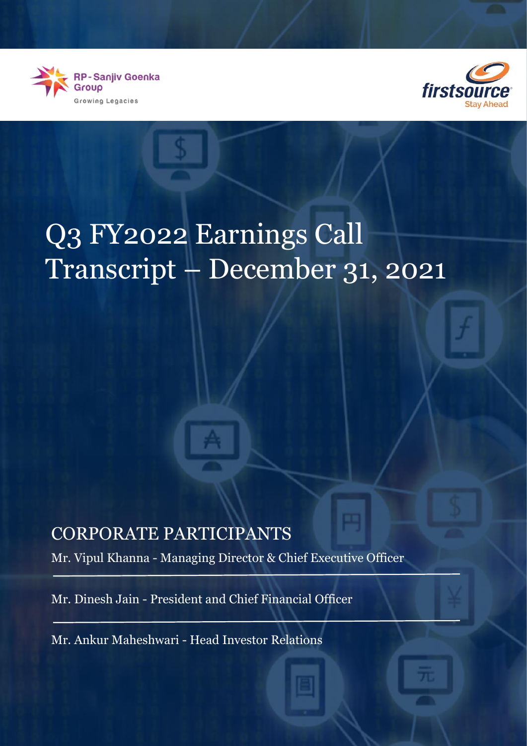RP - Sanjiv Goenka Group

Growing Legacies

firstsource

Stay Ahead

# Q3 FY2022 Earnings Call Transcript – December 31, 2021

## CORPORATE PARTICIPANTS

Mr. Vipul Khanna - Managing Director & Chief Executive Officer

Mr. Dinesh Jain - President and Chief Financial Officer

Mr. Ankur Maheshwari - Head Investor Relations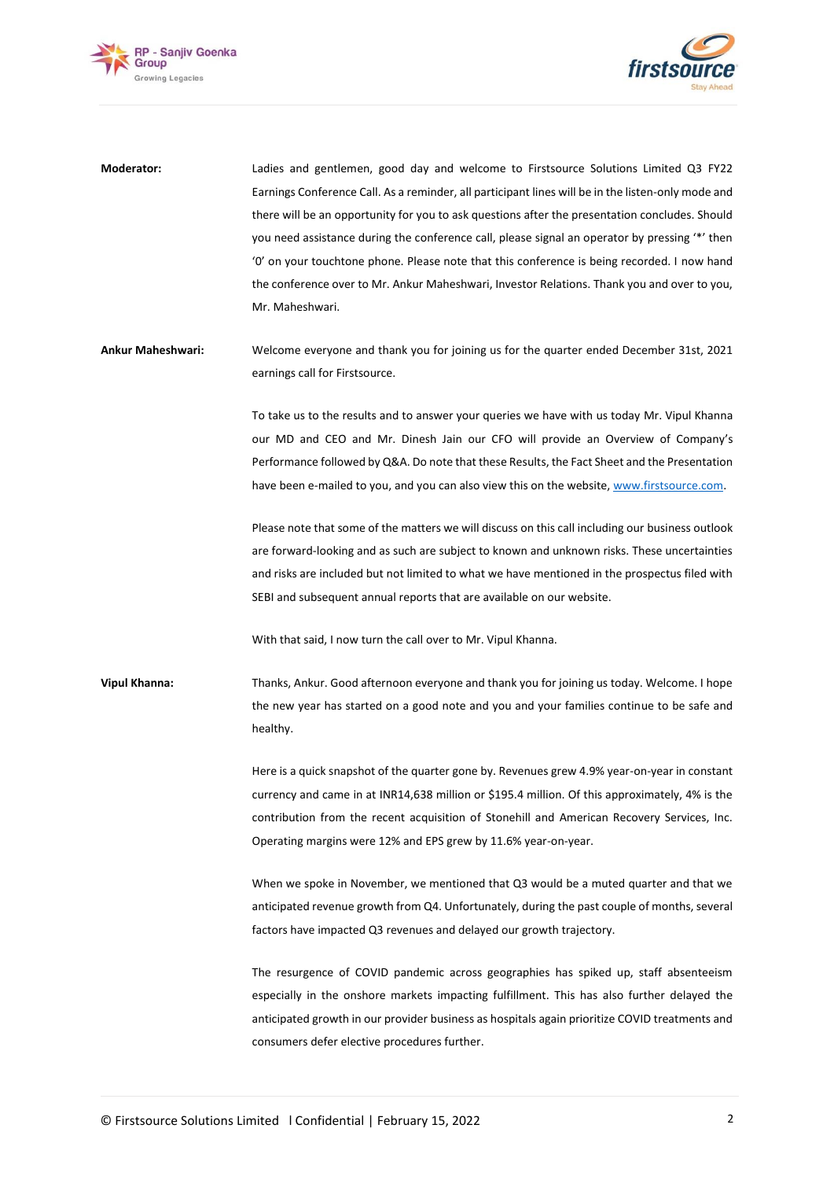**Moderator:** Ladies and gentlemen, good day and welcome to Firstsource Solutions Limited Q3 FY22 Earnings Conference Call. As a reminder, all participant lines will be in the listen-only mode and there will be an opportunity for you to ask questions after the presentation concludes. Should you need assistance during the conference call, please signal an operator by pressing '*' then '0' on your touchtone phone. Please note that this conference is being recorded. I now hand the conference over to Mr. Ankur Maheshwari, Investor Relations. Thank you and over to you, Mr. Maheshwari.

**Ankur Maheshwari:** Welcome everyone and thank you for joining us for the quarter ended December 31st, 2021 earnings call for Firstsource.

To take us to the results and to answer your queries we have with us today Mr. Vipul Khanna our MD and CEO and Mr. Dinesh Jain our CFO will provide an Overview of Company's Performance followed by Q&A. Do note that these Results, the Fact Sheet and the Presentation have been e-mailed to you, and you can also view this on the website, www.firstsource.com.

Please note that some of the matters we will discuss on this call including our business outlook are forward-looking and as such are subject to known and unknown risks. These uncertainties and risks are included but not limited to what we have mentioned in the prospectus filed with SEBI and subsequent annual reports that are available on our website.

With that said, I now turn the call over to Mr. Vipul Khanna.

**Vipul Khanna:** Thanks, Ankur. Good afternoon everyone and thank you for joining us today. Welcome. I hope the new year has started on a good note and you and your families continue to be safe and healthy.

Here is a quick snapshot of the quarter gone by. Revenues grew 4.9% year-on-year in constant currency and came in at INR14,638 million or $195.4 million. Of this approximately, 4% is the contribution from the recent acquisition of Stonehill and American Recovery Services, Inc. Operating margins were 12% and EPS grew by 11.6% year-on-year.

When we spoke in November, we mentioned that Q3 would be a muted quarter and that we anticipated revenue growth from Q4. Unfortunately, during the past couple of months, several factors have impacted Q3 revenues and delayed our growth trajectory.

The resurgence of COVID pandemic across geographies has spiked up, staff absenteeism especially in the onshore markets impacting fulfillment. This has also further delayed the anticipated growth in our provider business as hospitals again prioritize COVID treatments and consumers defer elective procedures further.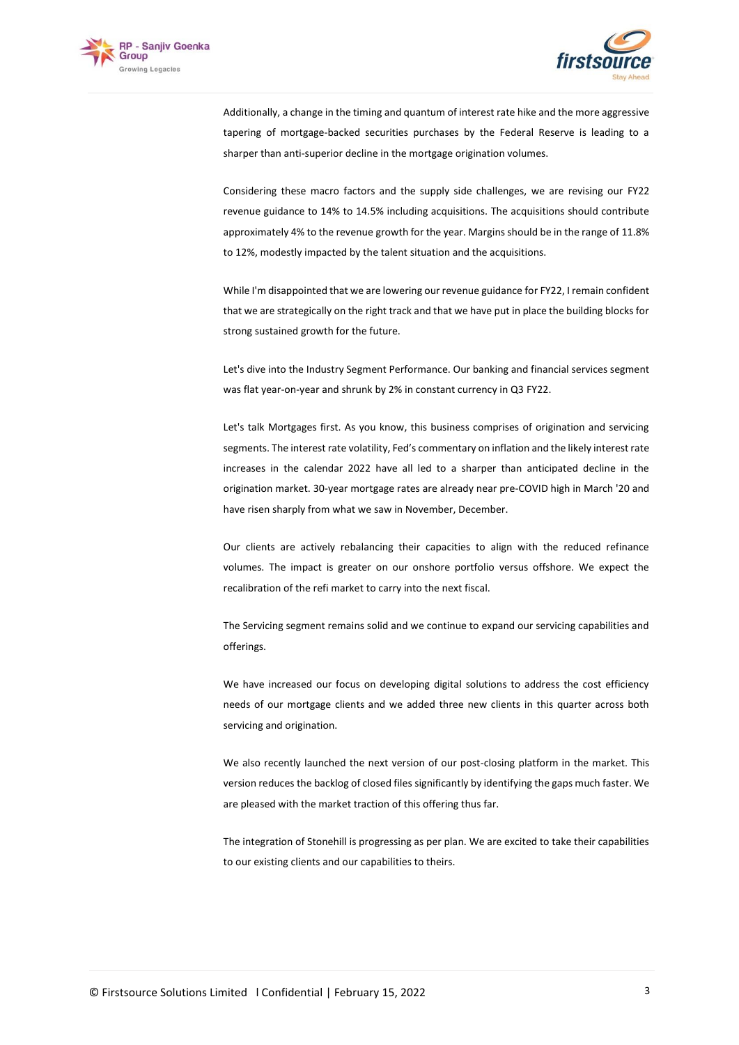Additionally, a change in the timing and quantum of interest rate hike and the more aggressive tapering of mortgage-backed securities purchases by the Federal Reserve is leading to a sharper than anti-superior decline in the mortgage origination volumes.

Considering these macro factors and the supply side challenges, we are revising our FY22 revenue guidance to 14% to 14.5% including acquisitions. The acquisitions should contribute approximately 4% to the revenue growth for the year. Margins should be in the range of 11.8% to 12%, modestly impacted by the talent situation and the acquisitions.

While I'm disappointed that we are lowering our revenue guidance for FY22, I remain confident that we are strategically on the right track and that we have put in place the building blocks for strong sustained growth for the future.

Let's dive into the Industry Segment Performance. Our banking and financial services segment was flat year-on-year and shrunk by 2% in constant currency in Q3 FY22.

Let's talk Mortgages first. As you know, this business comprises of origination and servicing segments. The interest rate volatility, Fed's commentary on inflation and the likely interest rate increases in the calendar 2022 have all led to a sharper than anticipated decline in the origination market. 30-year mortgage rates are already near pre-COVID high in March '20 and have risen sharply from what we saw in November, December.

Our clients are actively rebalancing their capacities to align with the reduced refinance volumes. The impact is greater on our onshore portfolio versus offshore. We expect the recalibration of the refi market to carry into the next fiscal.

The Servicing segment remains solid and we continue to expand our servicing capabilities and offerings.

We have increased our focus on developing digital solutions to address the cost efficiency needs of our mortgage clients and we added three new clients in this quarter across both servicing and origination.

We also recently launched the next version of our post-closing platform in the market. This version reduces the backlog of closed files significantly by identifying the gaps much faster. We are pleased with the market traction of this offering thus far.

The integration of Stonehill is progressing as per plan. We are excited to take their capabilities to our existing clients and our capabilities to theirs.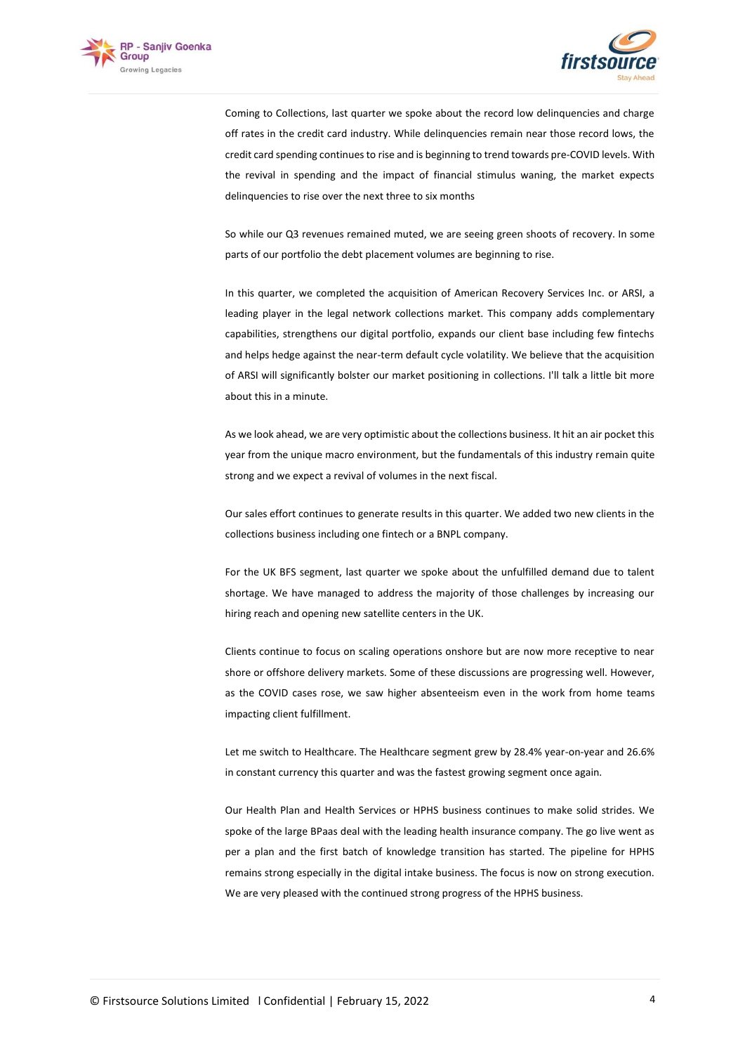Coming to Collections, last quarter we spoke about the record low delinquencies and charge off rates in the credit card industry. While delinquencies remain near those record lows, the credit card spending continues to rise and is beginning to trend towards pre-COVID levels. With the revival in spending and the impact of financial stimulus waning, the market expects delinquencies to rise over the next three to six months

So while our Q3 revenues remained muted, we are seeing green shoots of recovery. In some parts of our portfolio the debt placement volumes are beginning to rise.

In this quarter, we completed the acquisition of American Recovery Services Inc. or ARSI, a leading player in the legal network collections market. This company adds complementary capabilities, strengthens our digital portfolio, expands our client base including few fintechs and helps hedge against the near-term default cycle volatility. We believe that the acquisition of ARSI will significantly bolster our market positioning in collections. I'll talk a little bit more about this in a minute.

As we look ahead, we are very optimistic about the collections business. It hit an air pocket this year from the unique macro environment, but the fundamentals of this industry remain quite strong and we expect a revival of volumes in the next fiscal.

Our sales effort continues to generate results in this quarter. We added two new clients in the collections business including one fintech or a BNPL company.

For the UK BFS segment, last quarter we spoke about the unfulfilled demand due to talent shortage. We have managed to address the majority of those challenges by increasing our hiring reach and opening new satellite centers in the UK.

Clients continue to focus on scaling operations onshore but are now more receptive to near shore or offshore delivery markets. Some of these discussions are progressing well. However, as the COVID cases rose, we saw higher absenteeism even in the work from home teams impacting client fulfillment.

Let me switch to Healthcare. The Healthcare segment grew by 28.4% year-on-year and 26.6% in constant currency this quarter and was the fastest growing segment once again.

Our Health Plan and Health Services or HPHS business continues to make solid strides. We spoke of the large BPaas deal with the leading health insurance company. The go live went as per a plan and the first batch of knowledge transition has started. The pipeline for HPHS remains strong especially in the digital intake business. The focus is now on strong execution. We are very pleased with the continued strong progress of the HPHS business.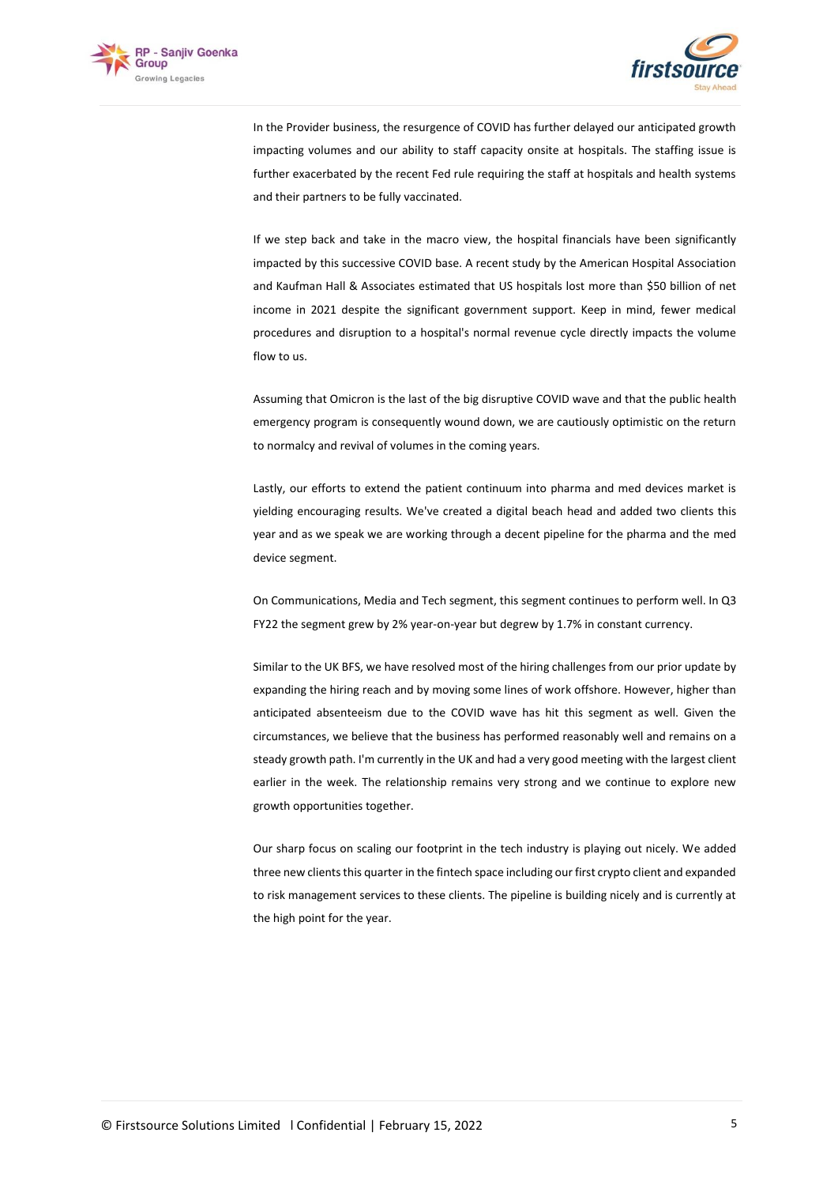In the Provider business, the resurgence of COVID has further delayed our anticipated growth impacting volumes and our ability to staff capacity onsite at hospitals. The staffing issue is further exacerbated by the recent Fed rule requiring the staff at hospitals and health systems and their partners to be fully vaccinated.

If we step back and take in the macro view, the hospital financials have been significantly impacted by this successive COVID base. A recent study by the American Hospital Association and Kaufman Hall & Associates estimated that US hospitals lost more than $50 billion of net income in 2021 despite the significant government support. Keep in mind, fewer medical procedures and disruption to a hospital's normal revenue cycle directly impacts the volume flow to us.

Assuming that Omicron is the last of the big disruptive COVID wave and that the public health emergency program is consequently wound down, we are cautiously optimistic on the return to normalcy and revival of volumes in the coming years.

Lastly, our efforts to extend the patient continuum into pharma and med devices market is yielding encouraging results. We've created a digital beach head and added two clients this year and as we speak we are working through a decent pipeline for the pharma and the med device segment.

On Communications, Media and Tech segment, this segment continues to perform well. In Q3 FY22 the segment grew by 2% year-on-year but degrew by 1.7% in constant currency.

Similar to the UK BFS, we have resolved most of the hiring challenges from our prior update by expanding the hiring reach and by moving some lines of work offshore. However, higher than anticipated absenteeism due to the COVID wave has hit this segment as well. Given the circumstances, we believe that the business has performed reasonably well and remains on a steady growth path. I'm currently in the UK and had a very good meeting with the largest client earlier in the week. The relationship remains very strong and we continue to explore new growth opportunities together.

Our sharp focus on scaling our footprint in the tech industry is playing out nicely. We added three new clients this quarter in the fintech space including our first crypto client and expanded to risk management services to these clients. The pipeline is building nicely and is currently at the high point for the year.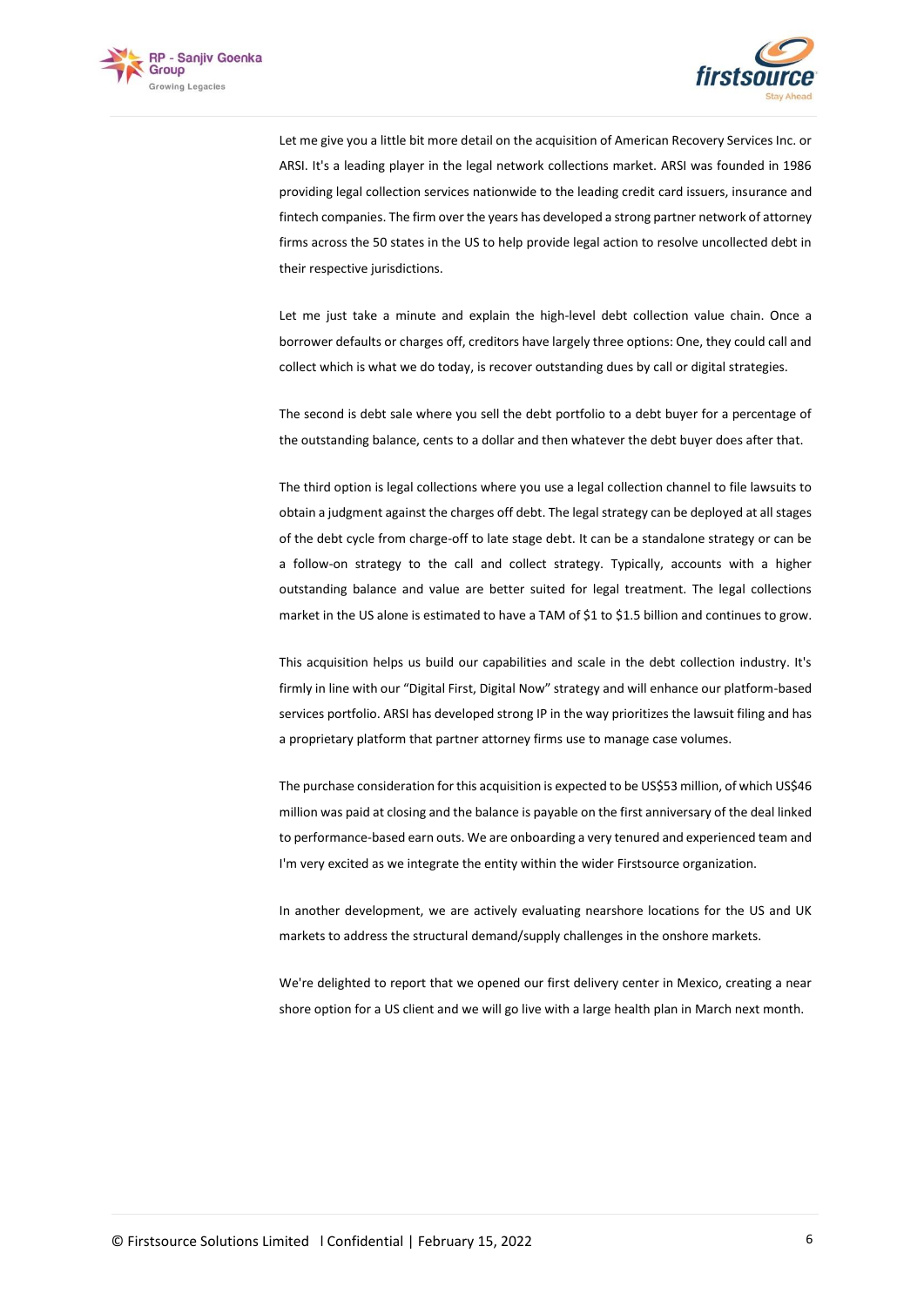Let me give you a little bit more detail on the acquisition of American Recovery Services Inc. or ARSI. It's a leading player in the legal network collections market. ARSI was founded in 1986 providing legal collection services nationwide to the leading credit card issuers, insurance and fintech companies. The firm over the years has developed a strong partner network of attorney firms across the 50 states in the US to help provide legal action to resolve uncollected debt in their respective jurisdictions.

Let me just take a minute and explain the high-level debt collection value chain. Once a borrower defaults or charges off, creditors have largely three options: One, they could call and collect which is what we do today, is recover outstanding dues by call or digital strategies.

The second is debt sale where you sell the debt portfolio to a debt buyer for a percentage of the outstanding balance, cents to a dollar and then whatever the debt buyer does after that.

The third option is legal collections where you use a legal collection channel to file lawsuits to obtain a judgment against the charges off debt. The legal strategy can be deployed at all stages of the debt cycle from charge-off to late stage debt. It can be a standalone strategy or can be a follow-on strategy to the call and collect strategy. Typically, accounts with a higher outstanding balance and value are better suited for legal treatment. The legal collections market in the US alone is estimated to have a TAM of $1 to $1.5 billion and continues to grow.

This acquisition helps us build our capabilities and scale in the debt collection industry. It's firmly in line with our "Digital First, Digital Now" strategy and will enhance our platform-based services portfolio. ARSI has developed strong IP in the way prioritizes the lawsuit filing and has a proprietary platform that partner attorney firms use to manage case volumes.

The purchase consideration for this acquisition is expected to be US$53 million, of which US$46 million was paid at closing and the balance is payable on the first anniversary of the deal linked to performance-based earn outs. We are onboarding a very tenured and experienced team and I'm very excited as we integrate the entity within the wider Firstsource organization.

In another development, we are actively evaluating nearshore locations for the US and UK markets to address the structural demand/supply challenges in the onshore markets.

We're delighted to report that we opened our first delivery center in Mexico, creating a near shore option for a US client and we will go live with a large health plan in March next month.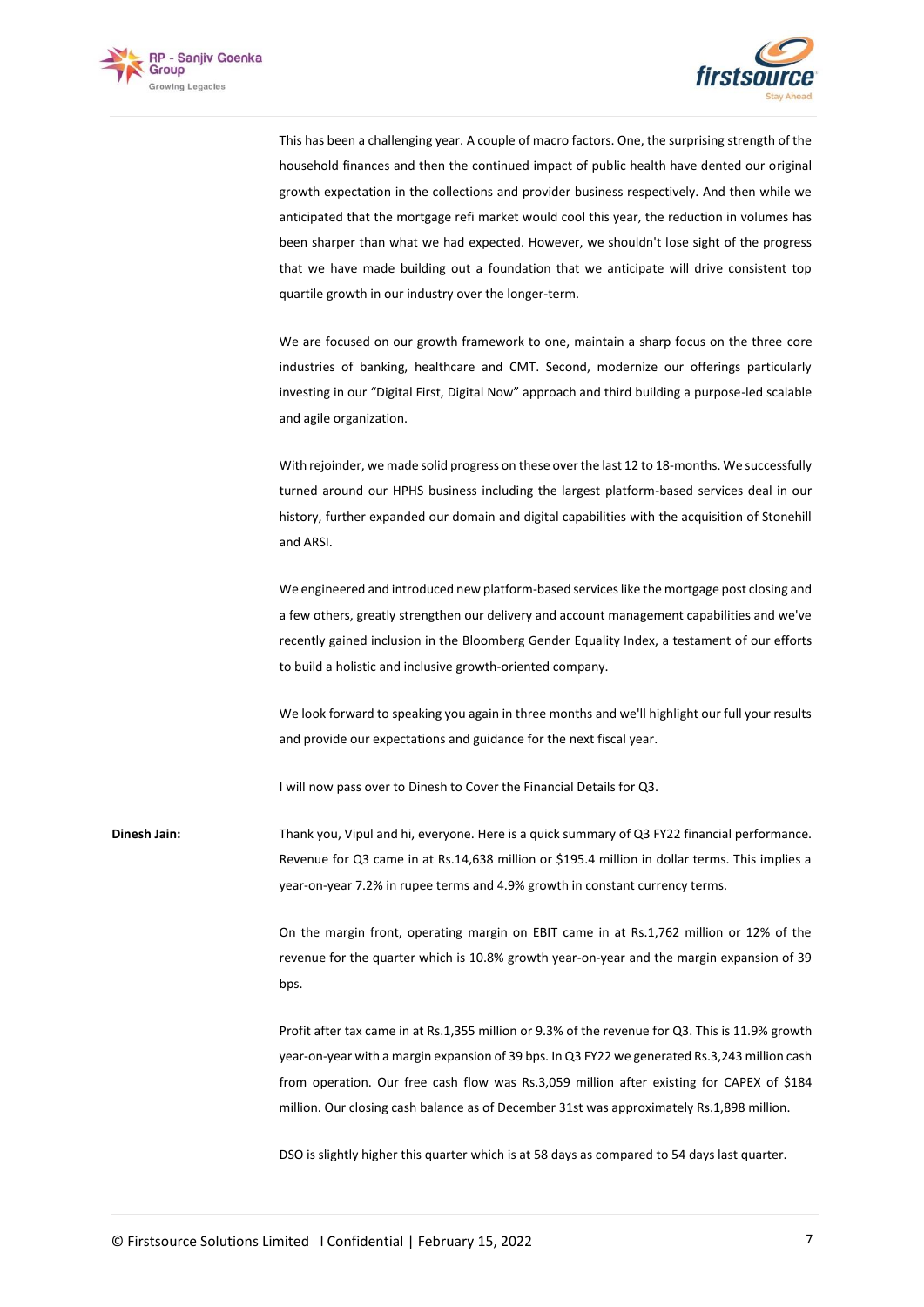This has been a challenging year. A couple of macro factors. One, the surprising strength of the household finances and then the continued impact of public health have dented our original growth expectation in the collections and provider business respectively. And then while we anticipated that the mortgage refi market would cool this year, the reduction in volumes has been sharper than what we had expected. However, we shouldn't lose sight of the progress that we have made building out a foundation that we anticipate will drive consistent top quartile growth in our industry over the longer-term.

We are focused on our growth framework to one, maintain a sharp focus on the three core industries of banking, healthcare and CMT. Second, modernize our offerings particularly investing in our "Digital First, Digital Now" approach and third building a purpose-led scalable and agile organization.

With rejoinder, we made solid progress on these over the last 12 to 18-months. We successfully turned around our HPHS business including the largest platform-based services deal in our history, further expanded our domain and digital capabilities with the acquisition of Stonehill and ARSI.

We engineered and introduced new platform-based services like the mortgage post closing and a few others, greatly strengthen our delivery and account management capabilities and we've recently gained inclusion in the Bloomberg Gender Equality Index, a testament of our efforts to build a holistic and inclusive growth-oriented company.

We look forward to speaking you again in three months and we'll highlight our full your results and provide our expectations and guidance for the next fiscal year.

I will now pass over to Dinesh to Cover the Financial Details for Q3.

**Dinesh Jain:** Thank you, Vipul and hi, everyone. Here is a quick summary of Q3 FY22 financial performance. Revenue for Q3 came in at Rs.14,638 million or $195.4 million in dollar terms. This implies a year-on-year 7.2% in rupee terms and 4.9% growth in constant currency terms.

On the margin front, operating margin on EBIT came in at Rs.1,762 million or 12% of the revenue for the quarter which is 10.8% growth year-on-year and the margin expansion of 39 bps.

Profit after tax came in at Rs.1,355 million or 9.3% of the revenue for Q3. This is 11.9% growth year-on-year with a margin expansion of 39 bps. In Q3 FY22 we generated Rs.3,243 million cash from operation. Our free cash flow was Rs.3,059 million after existing for CAPEX of $184 million. Our closing cash balance as of December 31st was approximately Rs.1,898 million.

DSO is slightly higher this quarter which is at 58 days as compared to 54 days last quarter.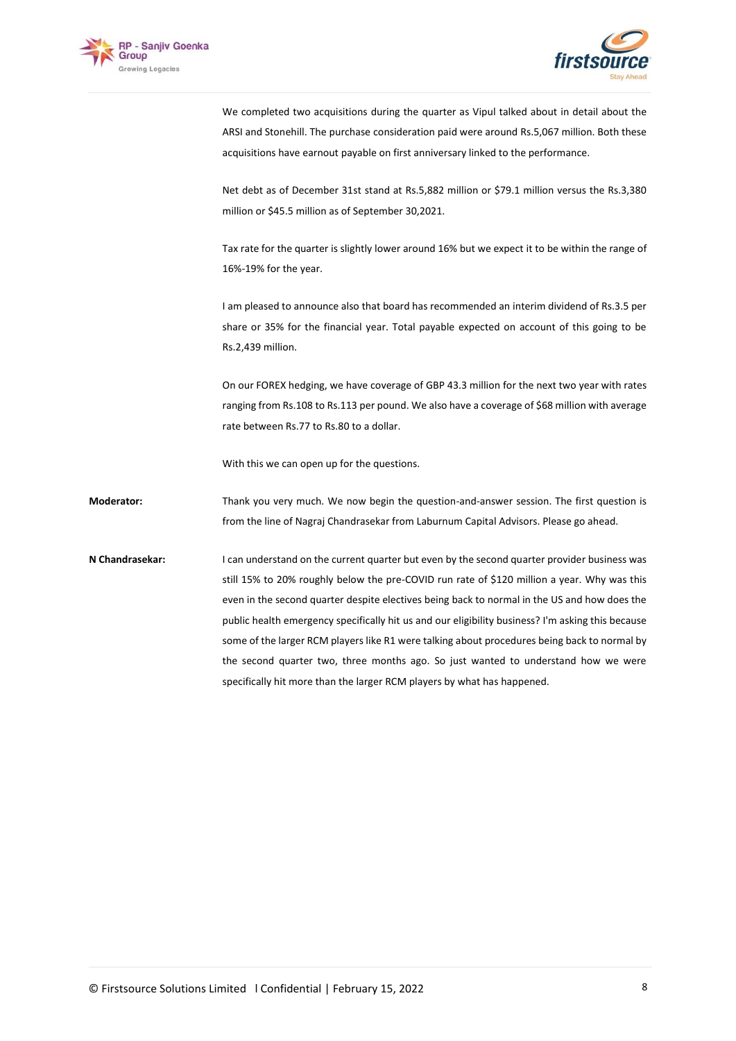We completed two acquisitions during the quarter as Vipul talked about in detail about the ARSI and Stonehill. The purchase consideration paid were around Rs.5,067 million. Both these acquisitions have earnout payable on first anniversary linked to the performance.

Net debt as of December 31st stand at Rs.5,882 million or $79.1 million versus the Rs.3,380 million or $45.5 million as of September 30,2021.

Tax rate for the quarter is slightly lower around 16% but we expect it to be within the range of 16%-19% for the year.

I am pleased to announce also that board has recommended an interim dividend of Rs.3.5 per share or 35% for the financial year. Total payable expected on account of this going to be Rs.2,439 million.

On our FOREX hedging, we have coverage of GBP 43.3 million for the next two year with rates ranging from Rs.108 to Rs.113 per pound. We also have a coverage of $68 million with average rate between Rs.77 to Rs.80 to a dollar.

With this we can open up for the questions.

**Moderator:** Thank you very much. We now begin the question-and-answer session. The first question is from the line of Nagraj Chandrasekar from Laburnum Capital Advisors. Please go ahead.

**N Chandrasekar:** I can understand on the current quarter but even by the second quarter provider business was still 15% to 20% roughly below the pre-COVID run rate of $120 million a year. Why was this even in the second quarter despite electives being back to normal in the US and how does the public health emergency specifically hit us and our eligibility business? I'm asking this because some of the larger RCM players like R1 were talking about procedures being back to normal by the second quarter two, three months ago. So just wanted to understand how we were specifically hit more than the larger RCM players by what has happened.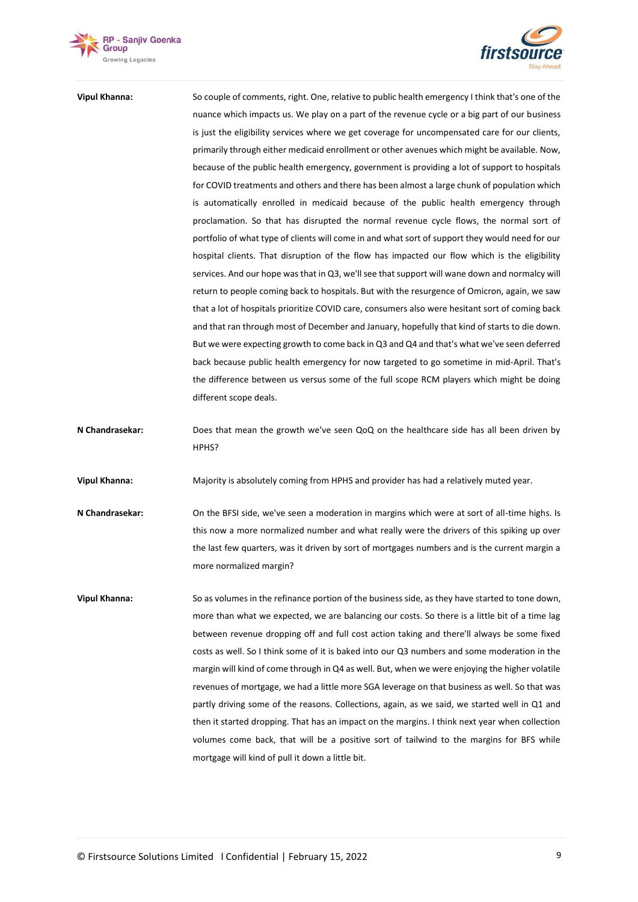**Vipul Khanna:** So couple of comments, right. One, relative to public health emergency I think that's one of the nuance which impacts us. We play on a part of the revenue cycle or a big part of our business is just the eligibility services where we get coverage for uncompensated care for our clients, primarily through either medicaid enrollment or other avenues which might be available. Now, because of the public health emergency, government is providing a lot of support to hospitals for COVID treatments and others and there has been almost a large chunk of population which is automatically enrolled in medicaid because of the public health emergency through proclamation. So that has disrupted the normal revenue cycle flows, the normal sort of portfolio of what type of clients will come in and what sort of support they would need for our hospital clients. That disruption of the flow has impacted our flow which is the eligibility services. And our hope was that in Q3, we'll see that support will wane down and normalcy will return to people coming back to hospitals. But with the resurgence of Omicron, again, we saw that a lot of hospitals prioritize COVID care, consumers also were hesitant sort of coming back and that ran through most of December and January, hopefully that kind of starts to die down. But we were expecting growth to come back in Q3 and Q4 and that's what we've seen deferred back because public health emergency for now targeted to go sometime in mid-April. That's the difference between us versus some of the full scope RCM players which might be doing different scope deals.

**N Chandrasekar:** Does that mean the growth we've seen QoQ on the healthcare side has all been driven by HPHS?

**Vipul Khanna:** Majority is absolutely coming from HPHS and provider has had a relatively muted year.

**N Chandrasekar:** On the BFSI side, we've seen a moderation in margins which were at sort of all-time highs. Is this now a more normalized number and what really were the drivers of this spiking up over the last few quarters, was it driven by sort of mortgages numbers and is the current margin a more normalized margin?

**Vipul Khanna:** So as volumes in the refinance portion of the business side, as they have started to tone down, more than what we expected, we are balancing our costs. So there is a little bit of a time lag between revenue dropping off and full cost action taking and there'll always be some fixed costs as well. So I think some of it is baked into our Q3 numbers and some moderation in the margin will kind of come through in Q4 as well. But, when we were enjoying the higher volatile revenues of mortgage, we had a little more SGA leverage on that business as well. So that was partly driving some of the reasons. Collections, again, as we said, we started well in Q1 and then it started dropping. That has an impact on the margins. I think next year when collection volumes come back, that will be a positive sort of tailwind to the margins for BFS while mortgage will kind of pull it down a little bit.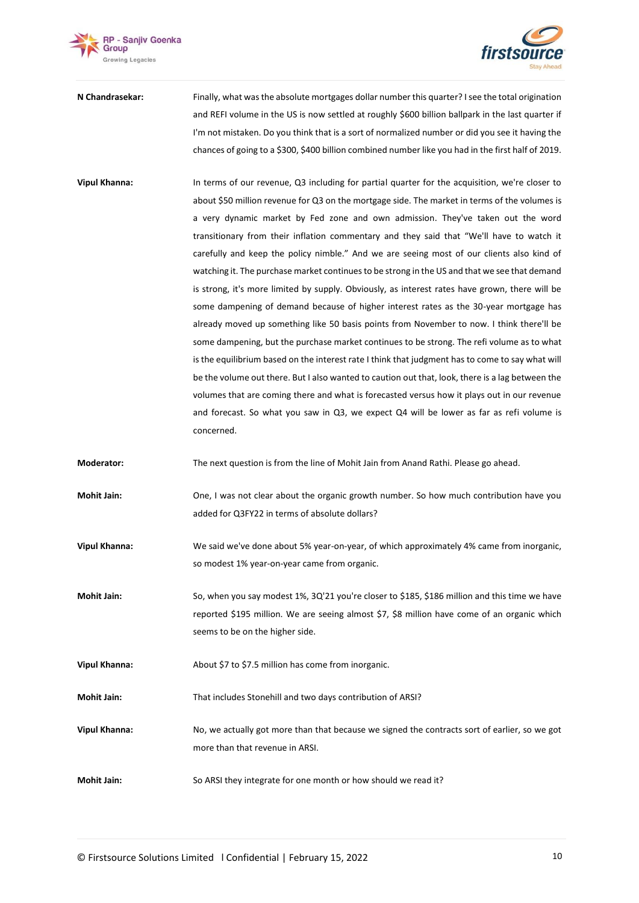**N Chandrasekar:** Finally, what was the absolute mortgages dollar number this quarter? I see the total origination and REFI volume in the US is now settled at roughly $600 billion ballpark in the last quarter if I'm not mistaken. Do you think that is a sort of normalized number or did you see it having the chances of going to a $300, $400 billion combined number like you had in the first half of 2019.

**Vipul Khanna:** In terms of our revenue, Q3 including for partial quarter for the acquisition, we're closer to about $50 million revenue for Q3 on the mortgage side. The market in terms of the volumes is a very dynamic market by Fed zone and own admission. They've taken out the word transitionary from their inflation commentary and they said that "We'll have to watch it carefully and keep the policy nimble." And we are seeing most of our clients also kind of watching it. The purchase market continues to be strong in the US and that we see that demand is strong, it's more limited by supply. Obviously, as interest rates have grown, there will be some dampening of demand because of higher interest rates as the 30-year mortgage has already moved up something like 50 basis points from November to now. I think there'll be some dampening, but the purchase market continues to be strong. The refi volume as to what is the equilibrium based on the interest rate I think that judgment has to come to say what will be the volume out there. But I also wanted to caution out that, look, there is a lag between the volumes that are coming there and what is forecasted versus how it plays out in our revenue and forecast. So what you saw in Q3, we expect Q4 will be lower as far as refi volume is concerned.

**Moderator:** The next question is from the line of Mohit Jain from Anand Rathi. Please go ahead.

**Mohit Jain:** One, I was not clear about the organic growth number. So how much contribution have you added for Q3FY22 in terms of absolute dollars?

**Vipul Khanna:** We said we've done about 5% year-on-year, of which approximately 4% came from inorganic, so modest 1% year-on-year came from organic.

**Mohit Jain:** So, when you say modest 1%, 3Q'21 you're closer to $185, $186 million and this time we have reported $195 million. We are seeing almost $7, $8 million have come of an organic which seems to be on the higher side.

**Vipul Khanna:** About $7 to $7.5 million has come from inorganic.

**Mohit Jain:** That includes Stonehill and two days contribution of ARSI?

**Vipul Khanna:** No, we actually got more than that because we signed the contracts sort of earlier, so we got more than that revenue in ARSI.

**Mohit Jain:** So ARSI they integrate for one month or how should we read it?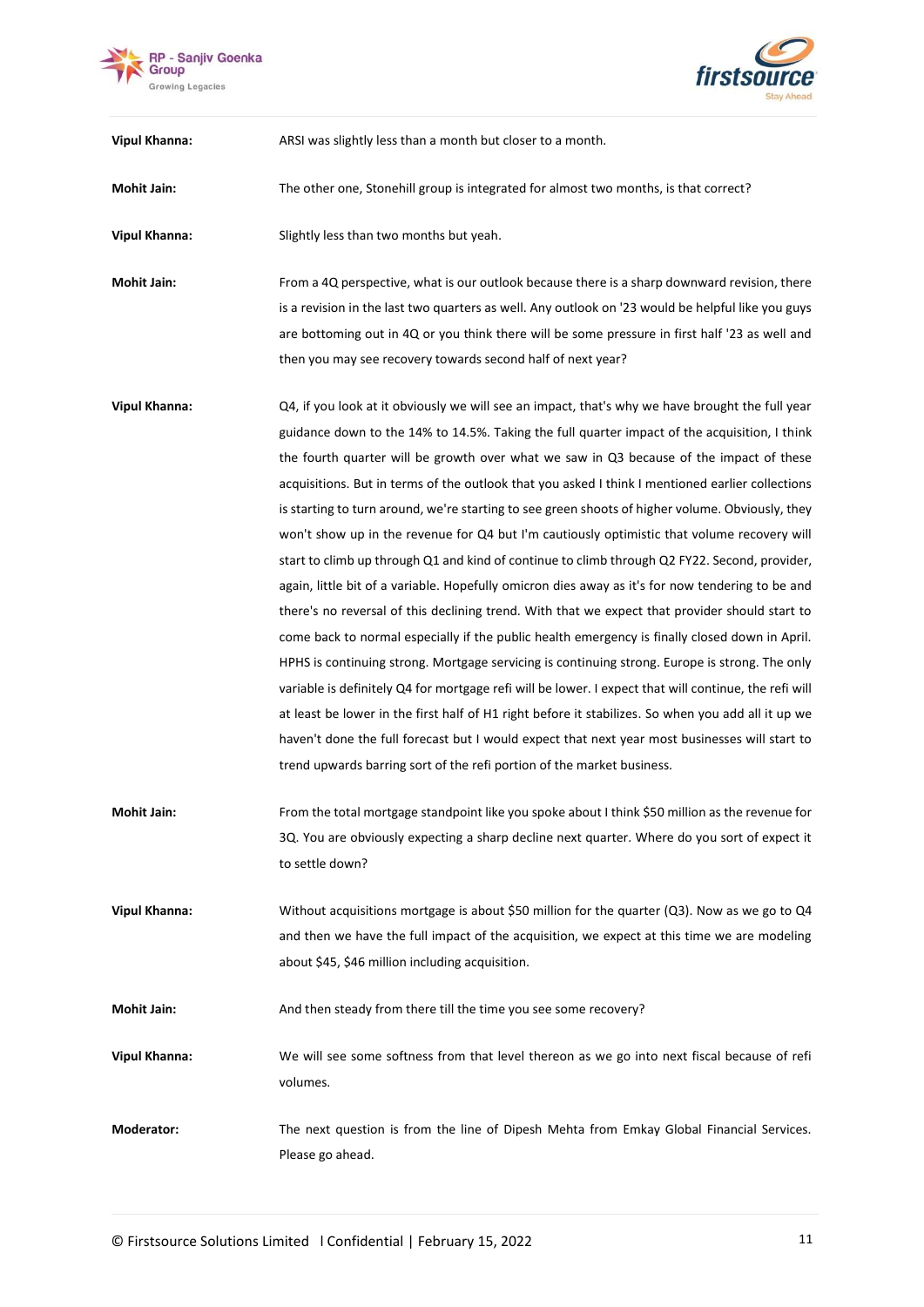**Vipul Khanna:** ARSI was slightly less than a month but closer to a month.

**Mohit Jain:** The other one, Stonehill group is integrated for almost two months, is that correct?

**Vipul Khanna:** Slightly less than two months but yeah.

**Mohit Jain:** From a 4Q perspective, what is our outlook because there is a sharp downward revision, there is a revision in the last two quarters as well. Any outlook on '23 would be helpful like you guys are bottoming out in 4Q or you think there will be some pressure in first half '23 as well and then you may see recovery towards second half of next year?

**Vipul Khanna:** Q4, if you look at it obviously we will see an impact, that's why we have brought the full year guidance down to the 14% to 14.5%. Taking the full quarter impact of the acquisition, I think the fourth quarter will be growth over what we saw in Q3 because of the impact of these acquisitions. But in terms of the outlook that you asked I think I mentioned earlier collections is starting to turn around, we're starting to see green shoots of higher volume. Obviously, they won't show up in the revenue for Q4 but I'm cautiously optimistic that volume recovery will start to climb up through Q1 and kind of continue to climb through Q2 FY22. Second, provider, again, little bit of a variable. Hopefully omicron dies away as it's for now tendering to be and there's no reversal of this declining trend. With that we expect that provider should start to come back to normal especially if the public health emergency is finally closed down in April. HPHS is continuing strong. Mortgage servicing is continuing strong. Europe is strong. The only variable is definitely Q4 for mortgage refi will be lower. I expect that will continue, the refi will at least be lower in the first half of H1 right before it stabilizes. So when you add all it up we haven't done the full forecast but I would expect that next year most businesses will start to trend upwards barring sort of the refi portion of the market business.

**Mohit Jain:** From the total mortgage standpoint like you spoke about I think $50 million as the revenue for 3Q. You are obviously expecting a sharp decline next quarter. Where do you sort of expect it to settle down?

**Vipul Khanna:** Without acquisitions mortgage is about $50 million for the quarter (Q3). Now as we go to Q4 and then we have the full impact of the acquisition, we expect at this time we are modeling about $45, $46 million including acquisition.

**Mohit Jain:** And then steady from there till the time you see some recovery?

**Vipul Khanna:** We will see some softness from that level thereon as we go into next fiscal because of refi volumes.

**Moderator:** The next question is from the line of Dipesh Mehta from Emkay Global Financial Services. Please go ahead.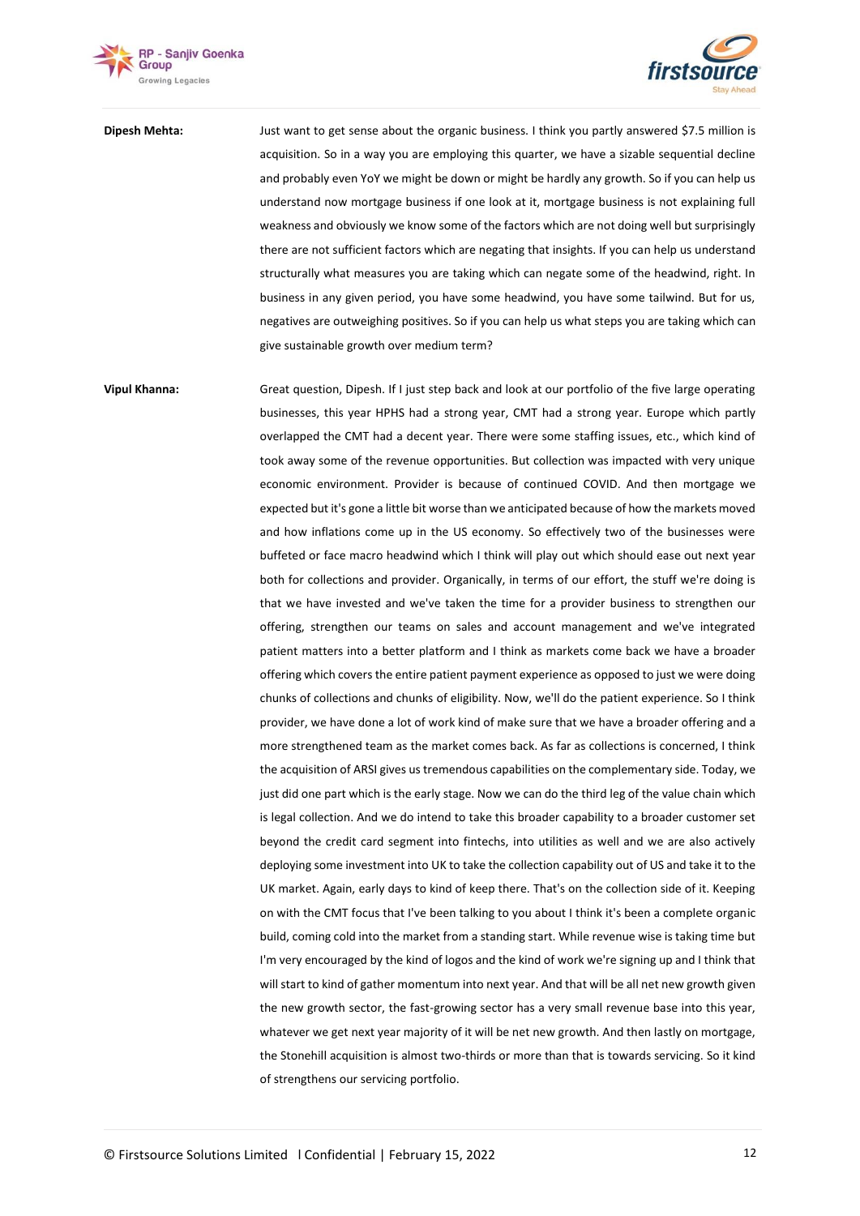**Dipesh Mehta:** Just want to get sense about the organic business. I think you partly answered $7.5 million is acquisition. So in a way you are employing this quarter, we have a sizable sequential decline and probably even YoY we might be down or might be hardly any growth. So if you can help us understand now mortgage business if one look at it, mortgage business is not explaining full weakness and obviously we know some of the factors which are not doing well but surprisingly there are not sufficient factors which are negating that insights. If you can help us understand structurally what measures you are taking which can negate some of the headwind, right. In business in any given period, you have some headwind, you have some tailwind. But for us, negatives are outweighing positives. So if you can help us what steps you are taking which can give sustainable growth over medium term?

**Vipul Khanna:** Great question, Dipesh. If I just step back and look at our portfolio of the five large operating businesses, this year HPHS had a strong year, CMT had a strong year. Europe which partly overlapped the CMT had a decent year. There were some staffing issues, etc., which kind of took away some of the revenue opportunities. But collection was impacted with very unique economic environment. Provider is because of continued COVID. And then mortgage we expected but it's gone a little bit worse than we anticipated because of how the markets moved and how inflations come up in the US economy. So effectively two of the businesses were buffeted or face macro headwind which I think will play out which should ease out next year both for collections and provider. Organically, in terms of our effort, the stuff we're doing is that we have invested and we've taken the time for a provider business to strengthen our offering, strengthen our teams on sales and account management and we've integrated patient matters into a better platform and I think as markets come back we have a broader offering which covers the entire patient payment experience as opposed to just we were doing chunks of collections and chunks of eligibility. Now, we'll do the patient experience. So I think provider, we have done a lot of work kind of make sure that we have a broader offering and a more strengthened team as the market comes back. As far as collections is concerned, I think the acquisition of ARSI gives us tremendous capabilities on the complementary side. Today, we just did one part which is the early stage. Now we can do the third leg of the value chain which is legal collection. And we do intend to take this broader capability to a broader customer set beyond the credit card segment into fintechs, into utilities as well and we are also actively deploying some investment into UK to take the collection capability out of US and take it to the UK market. Again, early days to kind of keep there. That's on the collection side of it. Keeping on with the CMT focus that I've been talking to you about I think it's been a complete organic build, coming cold into the market from a standing start. While revenue wise is taking time but I'm very encouraged by the kind of logos and the kind of work we're signing up and I think that will start to kind of gather momentum into next year. And that will be all net new growth given the new growth sector, the fast-growing sector has a very small revenue base into this year, whatever we get next year majority of it will be net new growth. And then lastly on mortgage, the Stonehill acquisition is almost two-thirds or more than that is towards servicing. So it kind of strengthens our servicing portfolio.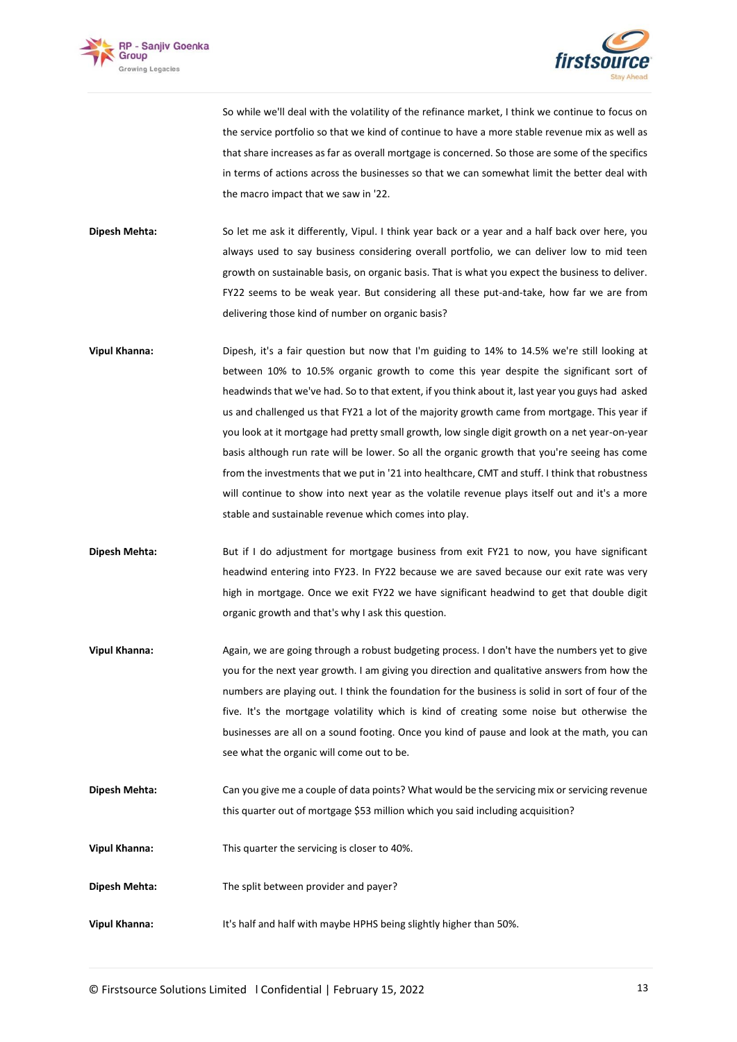So while we'll deal with the volatility of the refinance market, I think we continue to focus on the service portfolio so that we kind of continue to have a more stable revenue mix as well as that share increases as far as overall mortgage is concerned. So those are some of the specifics in terms of actions across the businesses so that we can somewhat limit the better deal with the macro impact that we saw in '22.

**Dipesh Mehta:** So let me ask it differently, Vipul. I think year back or a year and a half back over here, you always used to say business considering overall portfolio, we can deliver low to mid teen growth on sustainable basis, on organic basis. That is what you expect the business to deliver. FY22 seems to be weak year. But considering all these put-and-take, how far we are from delivering those kind of number on organic basis?

**Vipul Khanna:** Dipesh, it's a fair question but now that I'm guiding to 14% to 14.5% we're still looking at between 10% to 10.5% organic growth to come this year despite the significant sort of headwinds that we've had. So to that extent, if you think about it, last year you guys had asked us and challenged us that FY21 a lot of the majority growth came from mortgage. This year if you look at it mortgage had pretty small growth, low single digit growth on a net year-on-year basis although run rate will be lower. So all the organic growth that you're seeing has come from the investments that we put in '21 into healthcare, CMT and stuff. I think that robustness will continue to show into next year as the volatile revenue plays itself out and it's a more stable and sustainable revenue which comes into play.

**Dipesh Mehta:** But if I do adjustment for mortgage business from exit FY21 to now, you have significant headwind entering into FY23. In FY22 because we are saved because our exit rate was very high in mortgage. Once we exit FY22 we have significant headwind to get that double digit organic growth and that's why I ask this question.

**Vipul Khanna:** Again, we are going through a robust budgeting process. I don't have the numbers yet to give you for the next year growth. I am giving you direction and qualitative answers from how the numbers are playing out. I think the foundation for the business is solid in sort of four of the five. It's the mortgage volatility which is kind of creating some noise but otherwise the businesses are all on a sound footing. Once you kind of pause and look at the math, you can see what the organic will come out to be.

**Dipesh Mehta:** Can you give me a couple of data points? What would be the servicing mix or servicing revenue this quarter out of mortgage $53 million which you said including acquisition?

**Vipul Khanna:** This quarter the servicing is closer to 40%.

**Dipesh Mehta:** The split between provider and payer?

**Vipul Khanna:** It's half and half with maybe HPHS being slightly higher than 50%.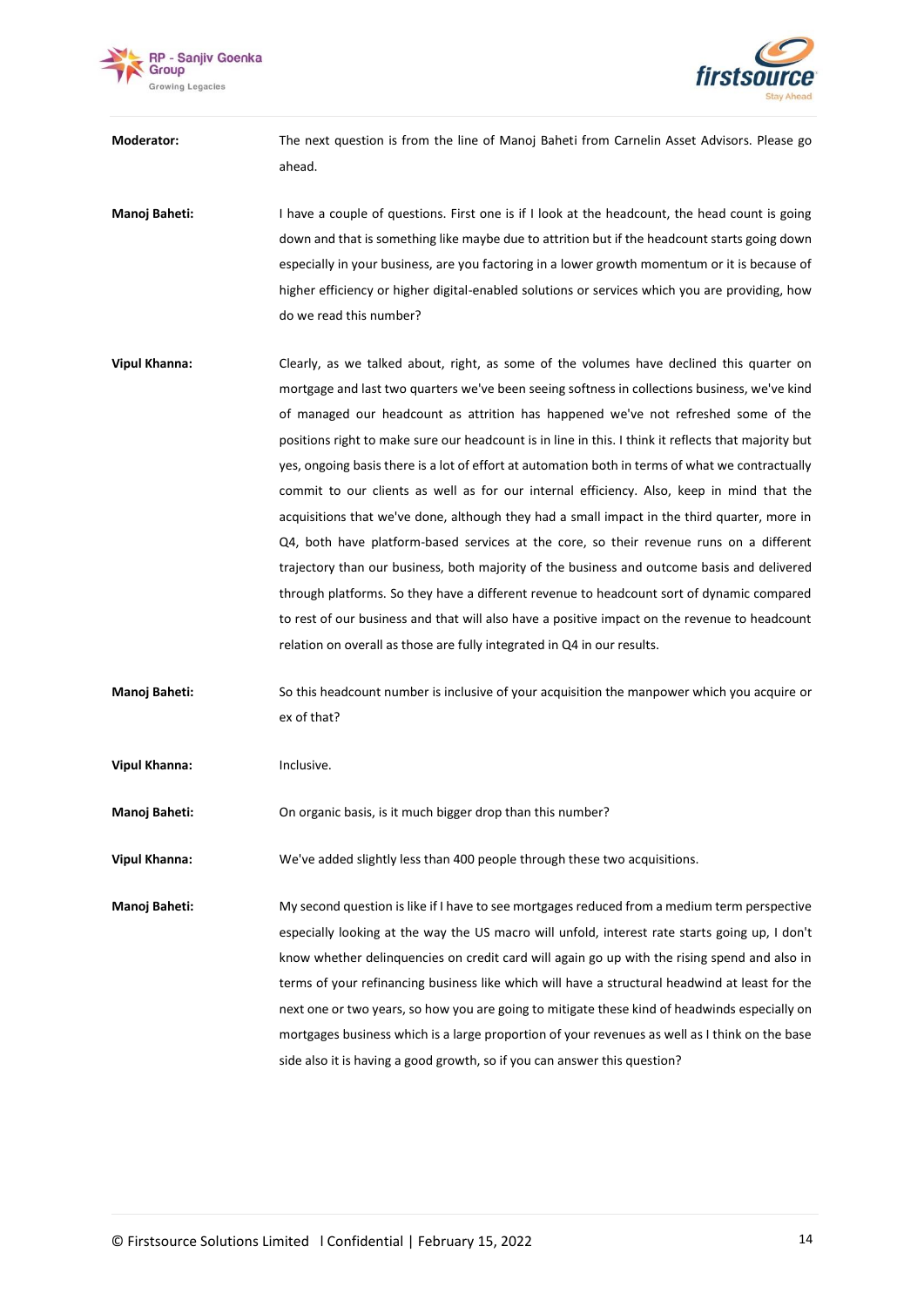**Moderator:** The next question is from the line of Manoj Baheti from Carnelin Asset Advisors. Please go ahead.

**Manoj Baheti:** I have a couple of questions. First one is if I look at the headcount, the head count is going down and that is something like maybe due to attrition but if the headcount starts going down especially in your business, are you factoring in a lower growth momentum or it is because of higher efficiency or higher digital-enabled solutions or services which you are providing, how do we read this number?

**Vipul Khanna:** Clearly, as we talked about, right, as some of the volumes have declined this quarter on mortgage and last two quarters we've been seeing softness in collections business, we've kind of managed our headcount as attrition has happened we've not refreshed some of the positions right to make sure our headcount is in line in this. I think it reflects that majority but yes, ongoing basis there is a lot of effort at automation both in terms of what we contractually commit to our clients as well as for our internal efficiency. Also, keep in mind that the acquisitions that we've done, although they had a small impact in the third quarter, more in Q4, both have platform-based services at the core, so their revenue runs on a different trajectory than our business, both majority of the business and outcome basis and delivered through platforms. So they have a different revenue to headcount sort of dynamic compared to rest of our business and that will also have a positive impact on the revenue to headcount relation on overall as those are fully integrated in Q4 in our results.

**Manoj Baheti:** So this headcount number is inclusive of your acquisition the manpower which you acquire or ex of that?

**Vipul Khanna:** Inclusive.

**Manoj Baheti:** On organic basis, is it much bigger drop than this number?

**Vipul Khanna:** We've added slightly less than 400 people through these two acquisitions.

**Manoj Baheti:** My second question is like if I have to see mortgages reduced from a medium term perspective especially looking at the way the US macro will unfold, interest rate starts going up, I don't know whether delinquencies on credit card will again go up with the rising spend and also in terms of your refinancing business like which will have a structural headwind at least for the next one or two years, so how you are going to mitigate these kind of headwinds especially on mortgages business which is a large proportion of your revenues as well as I think on the base side also it is having a good growth, so if you can answer this question?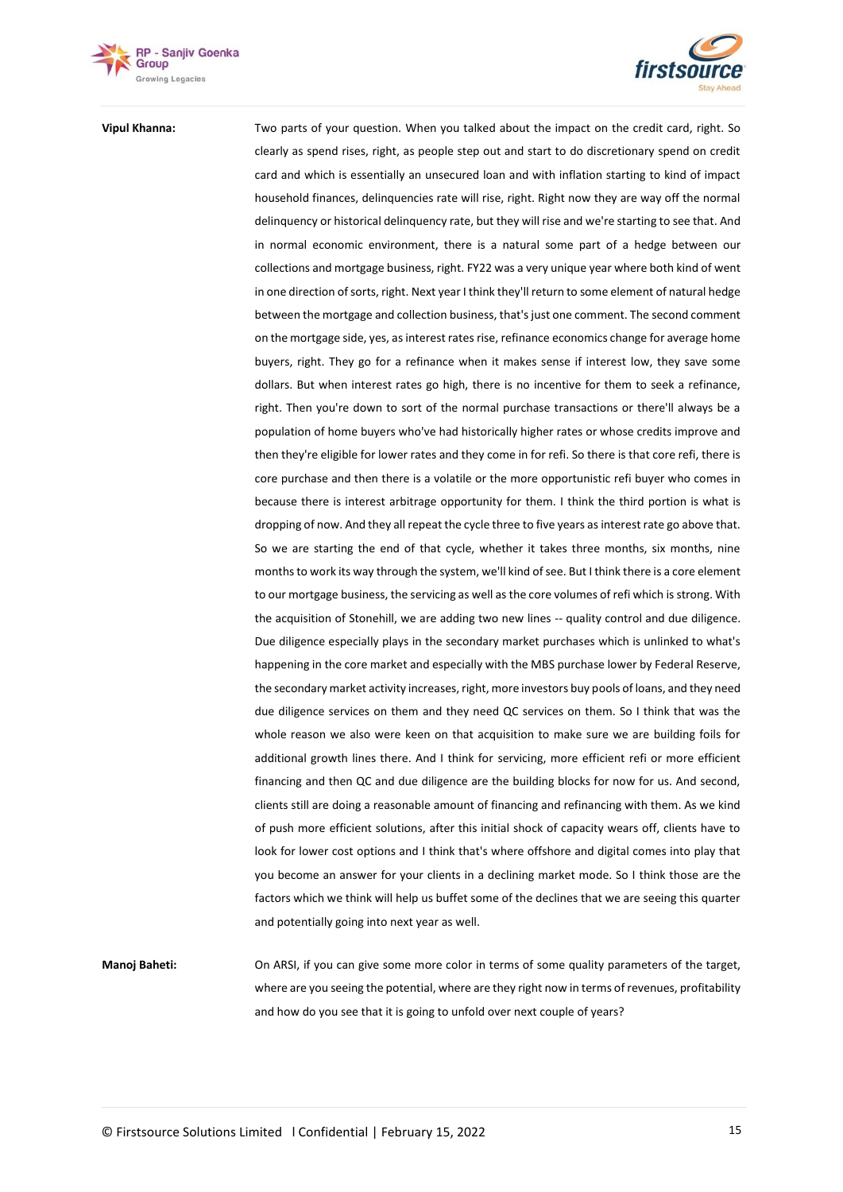**Vipul Khanna:** Two parts of your question. When you talked about the impact on the credit card, right. So clearly as spend rises, right, as people step out and start to do discretionary spend on credit card and which is essentially an unsecured loan and with inflation starting to kind of impact household finances, delinquencies rate will rise, right. Right now they are way off the normal delinquency or historical delinquency rate, but they will rise and we're starting to see that. And in normal economic environment, there is a natural some part of a hedge between our collections and mortgage business, right. FY22 was a very unique year where both kind of went in one direction of sorts, right. Next year I think they'll return to some element of natural hedge between the mortgage and collection business, that's just one comment. The second comment on the mortgage side, yes, as interest rates rise, refinance economics change for average home buyers, right. They go for a refinance when it makes sense if interest low, they save some dollars. But when interest rates go high, there is no incentive for them to seek a refinance, right. Then you're down to sort of the normal purchase transactions or there'll always be a population of home buyers who've had historically higher rates or whose credits improve and then they're eligible for lower rates and they come in for refi. So there is that core refi, there is core purchase and then there is a volatile or the more opportunistic refi buyer who comes in because there is interest arbitrage opportunity for them. I think the third portion is what is dropping of now. And they all repeat the cycle three to five years as interest rate go above that. So we are starting the end of that cycle, whether it takes three months, six months, nine months to work its way through the system, we'll kind of see. But I think there is a core element to our mortgage business, the servicing as well as the core volumes of refi which is strong. With the acquisition of Stonehill, we are adding two new lines -- quality control and due diligence. Due diligence especially plays in the secondary market purchases which is unlinked to what's happening in the core market and especially with the MBS purchase lower by Federal Reserve, the secondary market activity increases, right, more investors buy pools of loans, and they need due diligence services on them and they need QC services on them. So I think that was the whole reason we also were keen on that acquisition to make sure we are building foils for additional growth lines there. And I think for servicing, more efficient refi or more efficient financing and then QC and due diligence are the building blocks for now for us. And second, clients still are doing a reasonable amount of financing and refinancing with them. As we kind of push more efficient solutions, after this initial shock of capacity wears off, clients have to look for lower cost options and I think that's where offshore and digital comes into play that you become an answer for your clients in a declining market mode. So I think those are the factors which we think will help us buffet some of the declines that we are seeing this quarter and potentially going into next year as well.

**Manoj Baheti:** On ARSI, if you can give some more color in terms of some quality parameters of the target, where are you seeing the potential, where are they right now in terms of revenues, profitability and how do you see that it is going to unfold over next couple of years?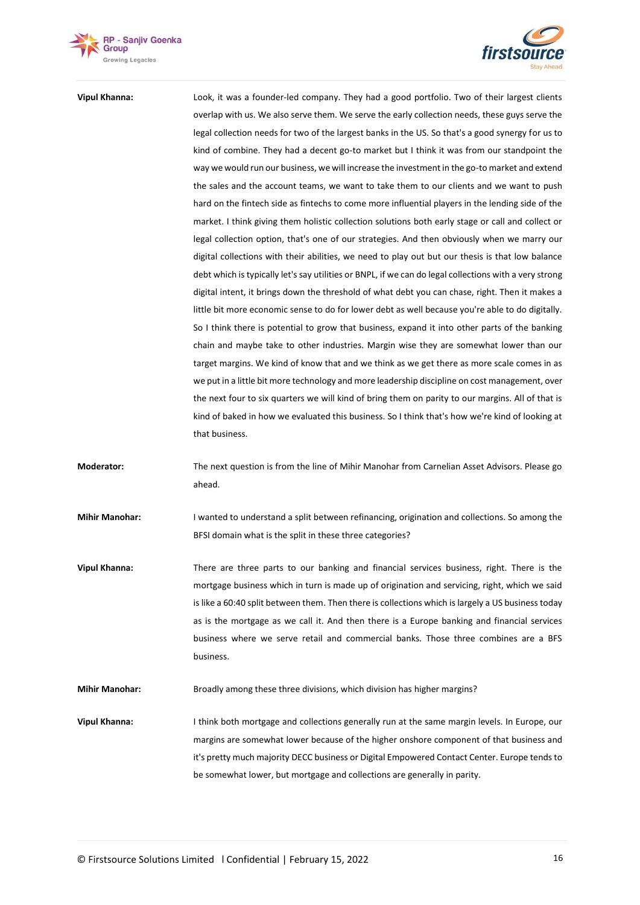**Vipul Khanna:** Look, it was a founder-led company. They had a good portfolio. Two of their largest clients overlap with us. We also serve them. We serve the early collection needs, these guys serve the legal collection needs for two of the largest banks in the US. So that's a good synergy for us to kind of combine. They had a decent go-to market but I think it was from our standpoint the way we would run our business, we will increase the investment in the go-to market and extend the sales and the account teams, we want to take them to our clients and we want to push hard on the fintech side as fintechs to come more influential players in the lending side of the market. I think giving them holistic collection solutions both early stage or call and collect or legal collection option, that's one of our strategies. And then obviously when we marry our digital collections with their abilities, we need to play out but our thesis is that low balance debt which is typically let's say utilities or BNPL, if we can do legal collections with a very strong digital intent, it brings down the threshold of what debt you can chase, right. Then it makes a little bit more economic sense to do for lower debt as well because you're able to do digitally. So I think there is potential to grow that business, expand it into other parts of the banking chain and maybe take to other industries. Margin wise they are somewhat lower than our target margins. We kind of know that and we think as we get there as more scale comes in as we put in a little bit more technology and more leadership discipline on cost management, over the next four to six quarters we will kind of bring them on parity to our margins. All of that is kind of baked in how we evaluated this business. So I think that's how we're kind of looking at that business.

**Moderator:** The next question is from the line of Mihir Manohar from Carnelian Asset Advisors. Please go ahead.

**Mihir Manohar:** I wanted to understand a split between refinancing, origination and collections. So among the BFSI domain what is the split in these three categories?

**Vipul Khanna:** There are three parts to our banking and financial services business, right. There is the mortgage business which in turn is made up of origination and servicing, right, which we said is like a 60:40 split between them. Then there is collections which is largely a US business today as is the mortgage as we call it. And then there is a Europe banking and financial services business where we serve retail and commercial banks. Those three combines are a BFS business.

**Mihir Manohar:** Broadly among these three divisions, which division has higher margins?

**Vipul Khanna:** I think both mortgage and collections generally run at the same margin levels. In Europe, our margins are somewhat lower because of the higher onshore component of that business and it's pretty much majority DECC business or Digital Empowered Contact Center. Europe tends to be somewhat lower, but mortgage and collections are generally in parity.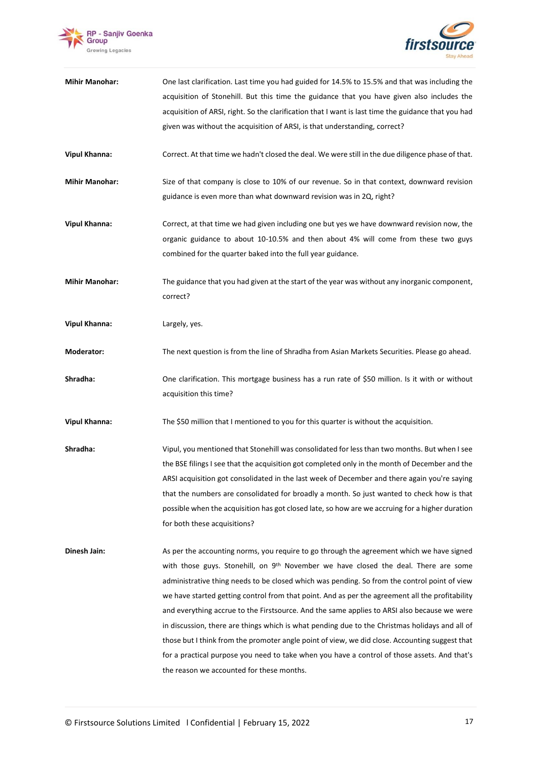**Mihir Manohar:** One last clarification. Last time you had guided for 14.5% to 15.5% and that was including the acquisition of Stonehill. But this time the guidance that you have given also includes the acquisition of ARSI, right. So the clarification that I want is last time the guidance that you had given was without the acquisition of ARSI, is that understanding, correct?

**Vipul Khanna:** Correct. At that time we hadn't closed the deal. We were still in the due diligence phase of that.

**Mihir Manohar:** Size of that company is close to 10% of our revenue. So in that context, downward revision guidance is even more than what downward revision was in 2Q, right?

**Vipul Khanna:** Correct, at that time we had given including one but yes we have downward revision now, the organic guidance to about 10-10.5% and then about 4% will come from these two guys combined for the quarter baked into the full year guidance.

**Mihir Manohar:** The guidance that you had given at the start of the year was without any inorganic component, correct?

**Vipul Khanna:** Largely, yes.

**Moderator:** The next question is from the line of Shradha from Asian Markets Securities. Please go ahead.

**Shradha:** One clarification. This mortgage business has a run rate of $50 million. Is it with or without acquisition this time?

**Vipul Khanna:** The $50 million that I mentioned to you for this quarter is without the acquisition.

**Shradha:** Vipul, you mentioned that Stonehill was consolidated for less than two months. But when I see the BSE filings I see that the acquisition got completed only in the month of December and the ARSI acquisition got consolidated in the last week of December and there again you're saying that the numbers are consolidated for broadly a month. So just wanted to check how is that possible when the acquisition has got closed late, so how are we accruing for a higher duration for both these acquisitions?

**Dinesh Jain:** As per the accounting norms, you require to go through the agreement which we have signed with those guys. Stonehill, on 9th November we have closed the deal. There are some administrative thing needs to be closed which was pending. So from the control point of view we have started getting control from that point. And as per the agreement all the profitability and everything accrue to the Firstsource. And the same applies to ARSI also because we were in discussion, there are things which is what pending due to the Christmas holidays and all of those but I think from the promoter angle point of view, we did close. Accounting suggest that for a practical purpose you need to take when you have a control of those assets. And that's the reason we accounted for these months.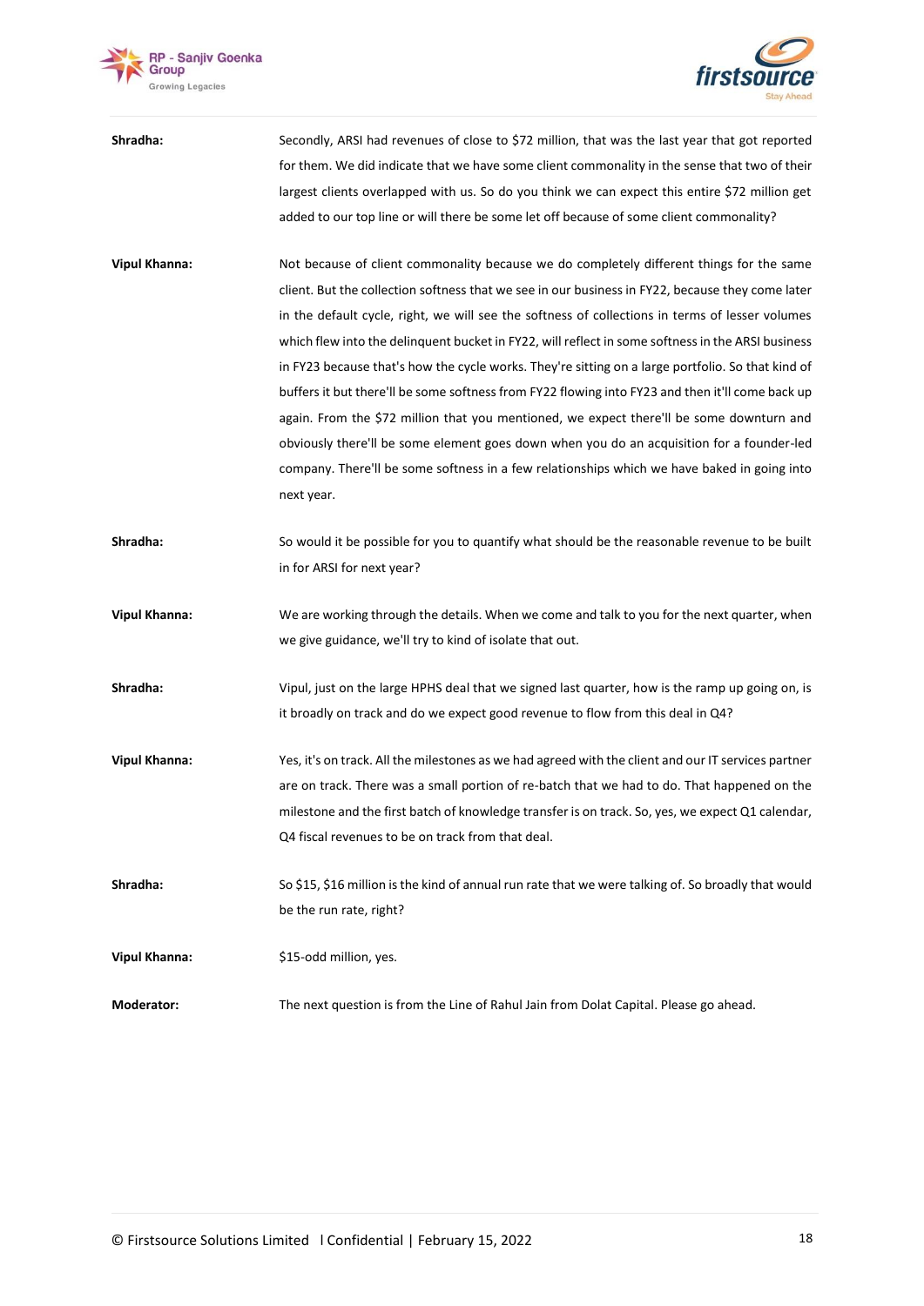**Shradha:** Secondly, ARSI had revenues of close to $72 million, that was the last year that got reported for them. We did indicate that we have some client commonality in the sense that two of their largest clients overlapped with us. So do you think we can expect this entire $72 million get added to our top line or will there be some let off because of some client commonality?

**Vipul Khanna:** Not because of client commonality because we do completely different things for the same client. But the collection softness that we see in our business in FY22, because they come later in the default cycle, right, we will see the softness of collections in terms of lesser volumes which flew into the delinquent bucket in FY22, will reflect in some softness in the ARSI business in FY23 because that's how the cycle works. They're sitting on a large portfolio. So that kind of buffers it but there'll be some softness from FY22 flowing into FY23 and then it'll come back up again. From the $72 million that you mentioned, we expect there'll be some downturn and obviously there'll be some element goes down when you do an acquisition for a founder-led company. There'll be some softness in a few relationships which we have baked in going into next year.

**Shradha:** So would it be possible for you to quantify what should be the reasonable revenue to be built in for ARSI for next year?

**Vipul Khanna:** We are working through the details. When we come and talk to you for the next quarter, when we give guidance, we'll try to kind of isolate that out.

**Shradha:** Vipul, just on the large HPHS deal that we signed last quarter, how is the ramp up going on, is it broadly on track and do we expect good revenue to flow from this deal in Q4?

**Vipul Khanna:** Yes, it's on track. All the milestones as we had agreed with the client and our IT services partner are on track. There was a small portion of re-batch that we had to do. That happened on the milestone and the first batch of knowledge transfer is on track. So, yes, we expect Q1 calendar, Q4 fiscal revenues to be on track from that deal.

**Shradha:** So $15, $16 million is the kind of annual run rate that we were talking of. So broadly that would be the run rate, right?

**Vipul Khanna:** $15-odd million, yes.

**Moderator:** The next question is from the Line of Rahul Jain from Dolat Capital. Please go ahead.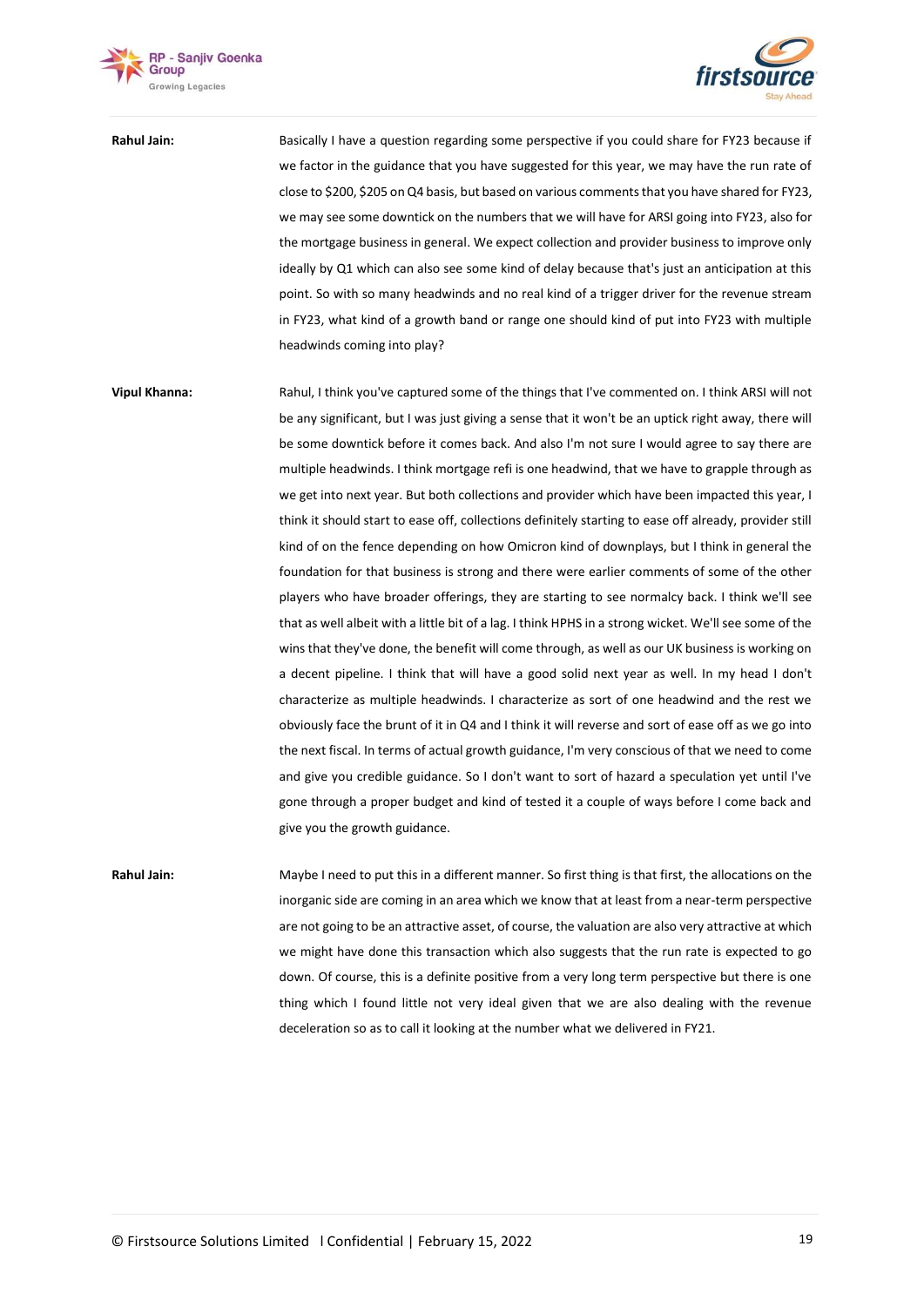**Rahul Jain:** Basically I have a question regarding some perspective if you could share for FY23 because if we factor in the guidance that you have suggested for this year, we may have the run rate of close to $200, $205 on Q4 basis, but based on various comments that you have shared for FY23, we may see some downtick on the numbers that we will have for ARSI going into FY23, also for the mortgage business in general. We expect collection and provider business to improve only ideally by Q1 which can also see some kind of delay because that's just an anticipation at this point. So with so many headwinds and no real kind of a trigger driver for the revenue stream in FY23, what kind of a growth band or range one should kind of put into FY23 with multiple headwinds coming into play?

**Vipul Khanna:** Rahul, I think you've captured some of the things that I've commented on. I think ARSI will not be any significant, but I was just giving a sense that it won't be an uptick right away, there will be some downtick before it comes back. And also I'm not sure I would agree to say there are multiple headwinds. I think mortgage refi is one headwind, that we have to grapple through as we get into next year. But both collections and provider which have been impacted this year, I think it should start to ease off, collections definitely starting to ease off already, provider still kind of on the fence depending on how Omicron kind of downplays, but I think in general the foundation for that business is strong and there were earlier comments of some of the other players who have broader offerings, they are starting to see normalcy back. I think we'll see that as well albeit with a little bit of a lag. I think HPHS in a strong wicket. We'll see some of the wins that they've done, the benefit will come through, as well as our UK business is working on a decent pipeline. I think that will have a good solid next year as well. In my head I don't characterize as multiple headwinds. I characterize as sort of one headwind and the rest we obviously face the brunt of it in Q4 and I think it will reverse and sort of ease off as we go into the next fiscal. In terms of actual growth guidance, I'm very conscious of that we need to come and give you credible guidance. So I don't want to sort of hazard a speculation yet until I've gone through a proper budget and kind of tested it a couple of ways before I come back and give you the growth guidance.

**Rahul Jain:** Maybe I need to put this in a different manner. So first thing is that first, the allocations on the inorganic side are coming in an area which we know that at least from a near-term perspective are not going to be an attractive asset, of course, the valuation are also very attractive at which we might have done this transaction which also suggests that the run rate is expected to go down. Of course, this is a definite positive from a very long term perspective but there is one thing which I found little not very ideal given that we are also dealing with the revenue deceleration so as to call it looking at the number what we delivered in FY21.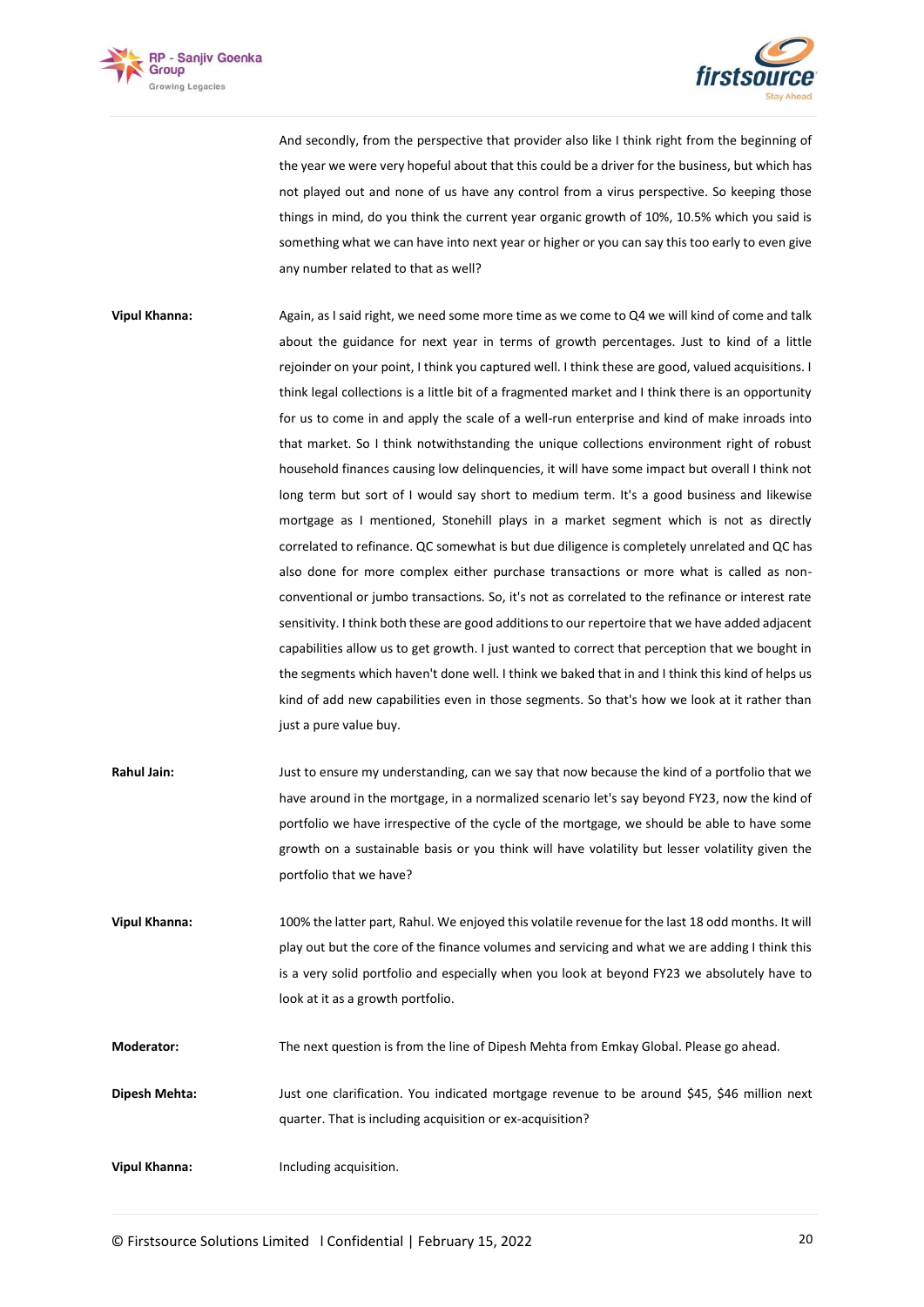And secondly, from the perspective that provider also like I think right from the beginning of the year we were very hopeful about that this could be a driver for the business, but which has not played out and none of us have any control from a virus perspective. So keeping those things in mind, do you think the current year organic growth of 10%, 10.5% which you said is something what we can have into next year or higher or you can say this too early to even give any number related to that as well?

**Vipul Khanna:** Again, as I said right, we need some more time as we come to Q4 we will kind of come and talk about the guidance for next year in terms of growth percentages. Just to kind of a little rejoinder on your point, I think you captured well. I think these are good, valued acquisitions. I think legal collections is a little bit of a fragmented market and I think there is an opportunity for us to come in and apply the scale of a well-run enterprise and kind of make inroads into that market. So I think notwithstanding the unique collections environment right of robust household finances causing low delinquencies, it will have some impact but overall I think not long term but sort of I would say short to medium term. It's a good business and likewise mortgage as I mentioned, Stonehill plays in a market segment which is not as directly correlated to refinance. QC somewhat is but due diligence is completely unrelated and QC has also done for more complex either purchase transactions or more what is called as non-conventional or jumbo transactions. So, it's not as correlated to the refinance or interest rate sensitivity. I think both these are good additions to our repertoire that we have added adjacent capabilities allow us to get growth. I just wanted to correct that perception that we bought in the segments which haven't done well. I think we baked that in and I think this kind of helps us kind of add new capabilities even in those segments. So that's how we look at it rather than just a pure value buy.

**Rahul Jain:** Just to ensure my understanding, can we say that now because the kind of a portfolio that we have around in the mortgage, in a normalized scenario let's say beyond FY23, now the kind of portfolio we have irrespective of the cycle of the mortgage, we should be able to have some growth on a sustainable basis or you think will have volatility but lesser volatility given the portfolio that we have?

**Vipul Khanna:** 100% the latter part, Rahul. We enjoyed this volatile revenue for the last 18 odd months. It will play out but the core of the finance volumes and servicing and what we are adding I think this is a very solid portfolio and especially when you look at beyond FY23 we absolutely have to look at it as a growth portfolio.

**Moderator:** The next question is from the line of Dipesh Mehta from Emkay Global. Please go ahead.

**Dipesh Mehta:** Just one clarification. You indicated mortgage revenue to be around $45, $46 million next quarter. That is including acquisition or ex-acquisition?

**Vipul Khanna:** Including acquisition.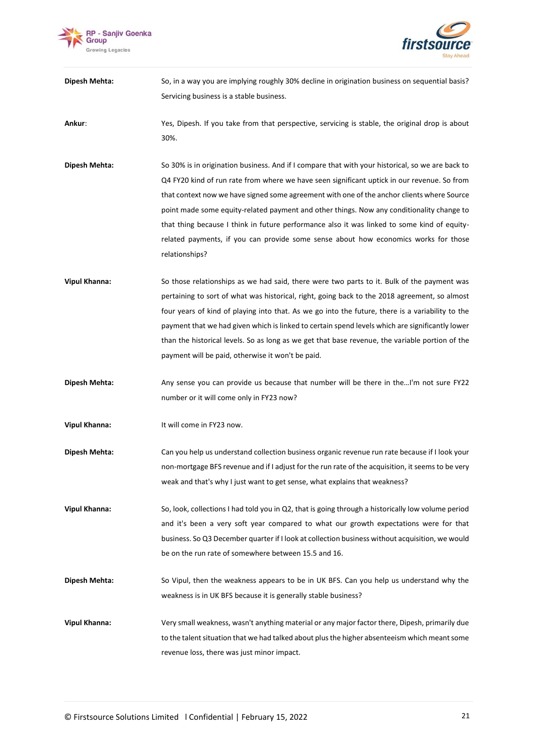**Dipesh Mehta:** So, in a way you are implying roughly 30% decline in origination business on sequential basis? Servicing business is a stable business.

**Ankur:** Yes, Dipesh. If you take from that perspective, servicing is stable, the original drop is about 30%.

**Dipesh Mehta:** So 30% is in origination business. And if I compare that with your historical, so we are back to Q4 FY20 kind of run rate from where we have seen significant uptick in our revenue. So from that context now we have signed some agreement with one of the anchor clients where Source point made some equity-related payment and other things. Now any conditionality change to that thing because I think in future performance also it was linked to some kind of equity-related payments, if you can provide some sense about how economics works for those relationships?

**Vipul Khanna:** So those relationships as we had said, there were two parts to it. Bulk of the payment was pertaining to sort of what was historical, right, going back to the 2018 agreement, so almost four years of kind of playing into that. As we go into the future, there is a variability to the payment that we had given which is linked to certain spend levels which are significantly lower than the historical levels. So as long as we get that base revenue, the variable portion of the payment will be paid, otherwise it won't be paid.

**Dipesh Mehta:** Any sense you can provide us because that number will be there in the…I'm not sure FY22 number or it will come only in FY23 now?

**Vipul Khanna:** It will come in FY23 now.

**Dipesh Mehta:** Can you help us understand collection business organic revenue run rate because if I look your non-mortgage BFS revenue and if I adjust for the run rate of the acquisition, it seems to be very weak and that's why I just want to get sense, what explains that weakness?

**Vipul Khanna:** So, look, collections I had told you in Q2, that is going through a historically low volume period and it's been a very soft year compared to what our growth expectations were for that business. So Q3 December quarter if I look at collection business without acquisition, we would be on the run rate of somewhere between 15.5 and 16.

**Dipesh Mehta:** So Vipul, then the weakness appears to be in UK BFS. Can you help us understand why the weakness is in UK BFS because it is generally stable business?

**Vipul Khanna:** Very small weakness, wasn't anything material or any major factor there, Dipesh, primarily due to the talent situation that we had talked about plus the higher absenteeism which meant some revenue loss, there was just minor impact.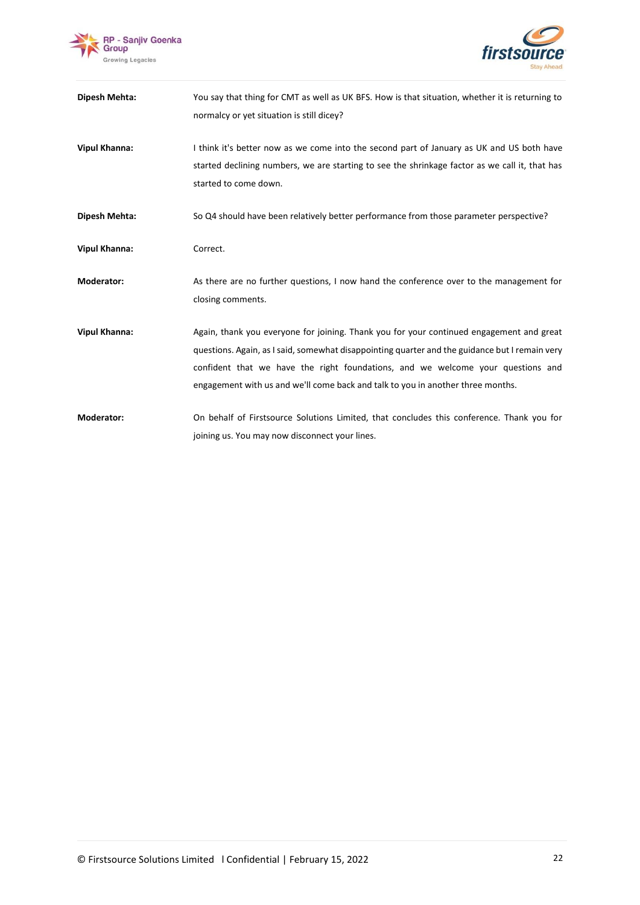**Dipesh Mehta:** You say that thing for CMT as well as UK BFS. How is that situation, whether it is returning to normalcy or yet situation is still dicey?

**Vipul Khanna:** I think it's better now as we come into the second part of January as UK and US both have started declining numbers, we are starting to see the shrinkage factor as we call it, that has started to come down.

**Dipesh Mehta:** So Q4 should have been relatively better performance from those parameter perspective?

**Vipul Khanna:** Correct.

**Moderator:** As there are no further questions, I now hand the conference over to the management for closing comments.

**Vipul Khanna:** Again, thank you everyone for joining. Thank you for your continued engagement and great questions. Again, as I said, somewhat disappointing quarter and the guidance but I remain very confident that we have the right foundations, and we welcome your questions and engagement with us and we'll come back and talk to you in another three months.

**Moderator:** On behalf of Firstsource Solutions Limited, that concludes this conference. Thank you for joining us. You may now disconnect your lines.